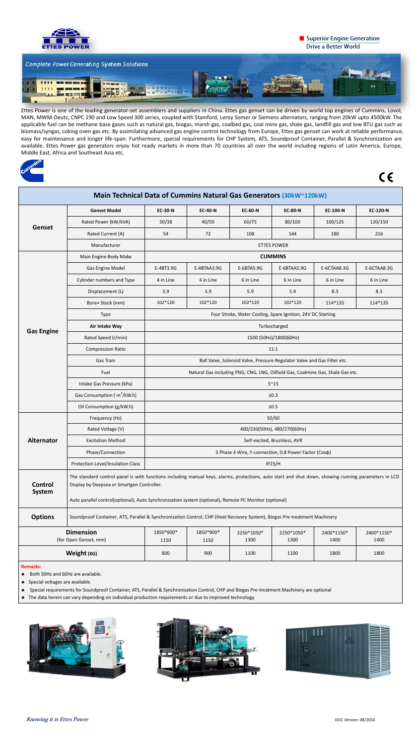ETTES POWER

**Superior Engine Generation**
**Drive a Better World**

*Complete Power Generating System Solutions*

Ettes Power is one of the leading generator-set assemblers and suppliers in China. Ettes gas genset can be driven by world top engines of Cummins, Lovol, MAN, MWM-Deutz, CNPC 190 and Low Speed 300 series, coupled with Stamford, Leroy Somer or Siemens alternators, ranging from 20kW upto 4500kW. The applicable fuel can be methane base gases such as natural gas, biogas, marsh gas, coalbed gas, coal mine gas, shale gas, landfill gas and low BTU gas such as biomass/syngas, coking oven gas etc. By assimilating advanced gas engine control technology from Europe, Ettes gas genset can work at reliable performance, easy for maintenance and longer life-span. Furthermore, special requirements for CHP System, ATS, Soundproof Container, Parallel & Synchronization are available. Ettes Power gas generators enjoy hot ready markets in more than 70 countries all over the world including regions of Latin America, Europe, Middle East, Africa and Southeast Asia etc.

## Main Technical Data of Cummins Natural Gas Generators (30kW~120kW)

| | | | | | | | |
|---|---|---|---|---|---|---|---|
| **Genset** | **Genset Model** | **EC-30-N** | **EC-40-N** | **EC-60-N** | **EC-80-N** | **EC-100-N** | **EC-120-N** |
| | Rated Power (kW/kVA) | 30/38 | 40/50 | 60/75 | 80/100 | 100/125 | 120/150 |
| | Rated Current (A) | 54 | 72 | 108 | 144 | 180 | 216 |
| | Manufacturer | ETTES POWER | | | | | |
| **Gas Engine** | Main Engine-Body Make | **CUMMINS** | | | | | |
| | Gas Engine Model | E-4BT3.9G | E-4BTAA3.9G | E-6BTA5.9G | E-6BTAA5.9G | E-6CTAA8.3G | E-6CTAA8.3G |
| | Cylinder numbers and Type | 4 in Line | 4 in Line | 6 in Line | 6 in Line | 6 in Line | 6 in Line |
| | Displacement (L) | 3.9 | 3.9 | 5.9 | 5.9 | 8.3 | 8.3 |
| | Bore× Stock (mm) | 102*120 | 102*120 | 102*120 | 102*120 | 114*135 | 114*135 |
| | Type | Four Stroke, Water Cooling, Spare Ignition, 24V DC Starting | | | | | |
| | **Air Intake Way** | Turbocharged | | | | | |
| | Rated Speed (r/min) | 1500 (50Hz)/1800(60Hz) | | | | | |
| | Compression Ratio | 11:1 | | | | | |
| | Gas Train | Ball Valve, Solenoid Valve, Pressure Regulator Valve and Gas Filter etc. | | | | | |
| | Fuel | Natural Gas including PNG, CNG, LNG, Oilfield Gas, Coalmine Gas, Shale Gas etc. | | | | | |
| | Intake Gas Pressure (kPa) | 5~15 | | | | | |
| | Gas Consumption ( $m^3$/kW.h) | ≤0.3 | | | | | |
| | Oil Consumption (g/kW.h) | ≤0.5 | | | | | |
| **Alternator** | Frequency (Hz) | 50/60 | | | | | |
| | Rated Voltage (V) | 400/230(50Hz), 480/270(60Hz) | | | | | |
| | Excitation Method | Self-excited, Brushless, AVR | | | | | |
| | Phase/Connection | 3 Phase 4 Wire, Y-connection, 0.8 Power Factor (Cosφ) | | | | | |
| | Protection Level/Insulation Class | IP23/H | | | | | |
| **Control System** | The standard control panel is with functions including manual keys, alarms, protections, auto start and shut down, showing running parameters in LCD Display by Deepsea or Smartgen Controller. Auto parallel control(optional), Auto Synchronization system (optional), Remote PC Monitor (optional) | | | | | | |
| **Options** | Soundproof Container, ATS, Parallel & Synchronization Control, CHP (Heat Recovery System), Biogas Pre-treatment Machinery | | | | | | |
| **Dimension** (for Open Genset, mm) | | 1850*900*1150 | 1850*900*1150 | 2250*1050*1300 | 2250*1050*1300 | 2400*1150*1400 | 2400*1150*1400 |
| **Weight (KG)** | | 800 | 900 | 1100 | 1100 | 1800 | 1800 |

**Remarks:**

- Both 50Hz and 60Hz are available.
- Special voltages are available.
- Special requirements for Soundproof Container, ATS, Parallel & Synchronization Control, CHP and Biogas Pre-treatment Machinery are optional
- The data herein can vary depending on individual production requirements or due to improved technology.

*Knowing it is Ettes Power*

DOC Version: 08/2016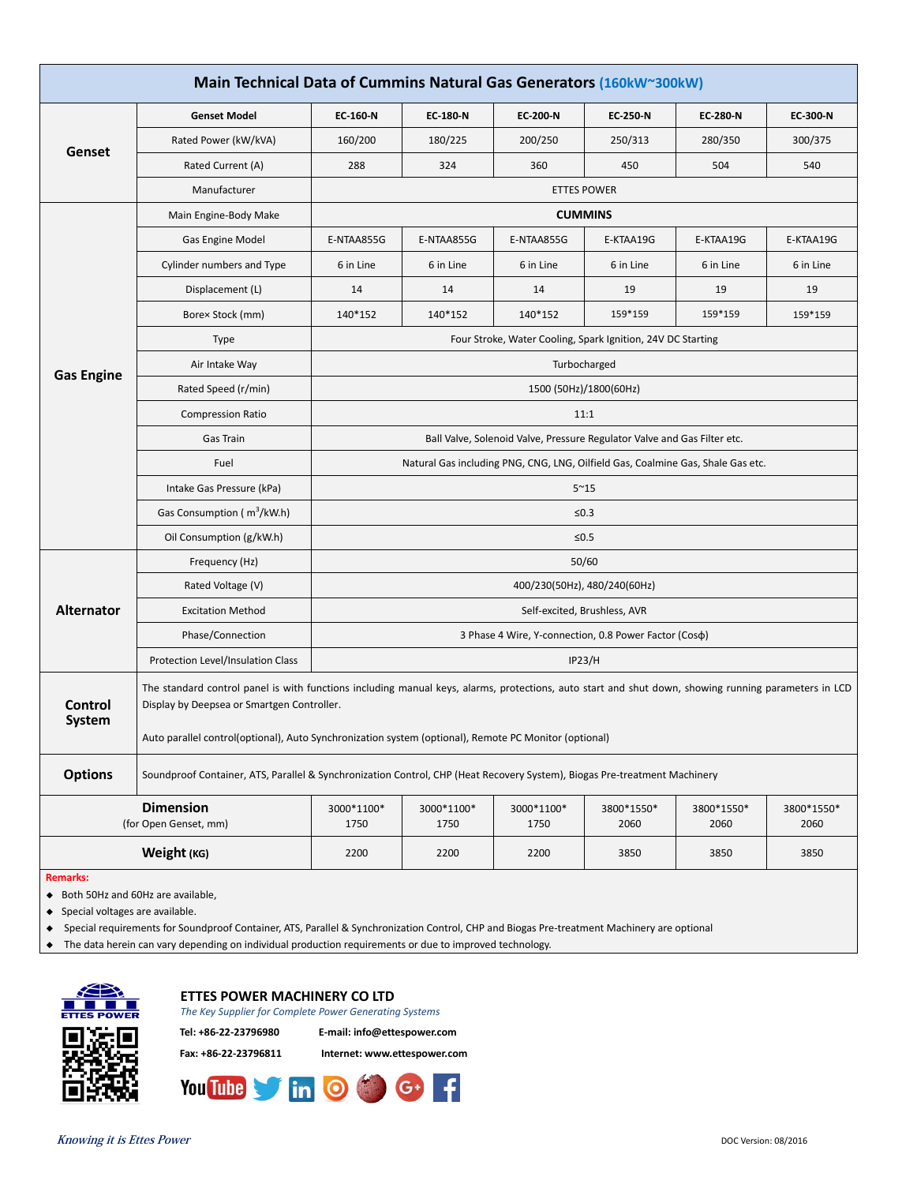## Main Technical Data of Cummins Natural Gas Generators (160kW~300kW)

| | | | | | | | |
|---|---|---|---|---|---|---|---|
| **Genset** | **Genset Model** | **EC-160-N** | **EC-180-N** | **EC-200-N** | **EC-250-N** | **EC-280-N** | **EC-300-N** |
| | Rated Power (kW/kVA) | 160/200 | 180/225 | 200/250 | 250/313 | 280/350 | 300/375 |
| | Rated Current (A) | 288 | 324 | 360 | 450 | 504 | 540 |
| | Manufacturer | ETTES POWER | | | | | |
| **Gas Engine** | Main Engine-Body Make | **CUMMINS** | | | | | |
| | Gas Engine Model | E-NTAA855G | E-NTAA855G | E-NTAA855G | E-KTAA19G | E-KTAA19G | E-KTAA19G |
| | Cylinder numbers and Type | 6 in Line | 6 in Line | 6 in Line | 6 in Line | 6 in Line | 6 in Line |
| | Displacement (L) | 14 | 14 | 14 | 19 | 19 | 19 |
| | Bore× Stock (mm) | 140*152 | 140*152 | 140*152 | 159*159 | 159*159 | 159*159 |
| | Type | Four Stroke, Water Cooling, Spark Ignition, 24V DC Starting | | | | | |
| | Air Intake Way | Turbocharged | | | | | |
| | Rated Speed (r/min) | 1500 (50Hz)/1800(60Hz) | | | | | |
| | Compression Ratio | 11:1 | | | | | |
| | Gas Train | Ball Valve, Solenoid Valve, Pressure Regulator Valve and Gas Filter etc. | | | | | |
| | Fuel | Natural Gas including PNG, CNG, LNG, Oilfield Gas, Coalmine Gas, Shale Gas etc. | | | | | |
| | Intake Gas Pressure (kPa) | 5~15 | | | | | |
| | Gas Consumption ( $m^3$/kW.h) | ≤0.3 | | | | | |
| | Oil Consumption (g/kW.h) | ≤0.5 | | | | | |
| **Alternator** | Frequency (Hz) | 50/60 | | | | | |
| | Rated Voltage (V) | 400/230(50Hz), 480/240(60Hz) | | | | | |
| | Excitation Method | Self-excited, Brushless, AVR | | | | | |
| | Phase/Connection | 3 Phase 4 Wire, Y-connection, 0.8 Power Factor (Cosϕ) | | | | | |
| | Protection Level/Insulation Class | IP23/H | | | | | |
| **Control System** | The standard control panel is with functions including manual keys, alarms, protections, auto start and shut down, showing running parameters in LCD Display by Deepsea or Smartgen Controller. Auto parallel control(optional), Auto Synchronization system (optional), Remote PC Monitor (optional) | | | | | | |
| **Options** | Soundproof Container, ATS, Parallel & Synchronization Control, CHP (Heat Recovery System), Biogas Pre-treatment Machinery | | | | | | |
| **Dimension** (for Open Genset, mm) | | 3000*1100*1750 | 3000*1100*1750 | 3000*1100*1750 | 3800*1550*2060 | 3800*1550*2060 | 3800*1550*2060 |
| **Weight** (KG) | | 2200 | 2200 | 2200 | 3850 | 3850 | 3850 |

**Remarks:**

- Both 50Hz and 60Hz are available,
- Special voltages are available.
- Special requirements for Soundproof Container, ATS, Parallel & Synchronization Control, CHP and Biogas Pre-treatment Machinery are optional
- The data herein can vary depending on individual production requirements or due to improved technology.

ETTES POWER

**ETTES POWER MACHINERY CO LTD**

*The Key Supplier for Complete Power Generating Systems*

**Tel: +86-22-23796980** **E-mail: info@ettespower.com**

**Fax: +86-22-23796811** **Internet: www.ettespower.com**

*Knowing it is Ettes Power*

DOC Version: 08/2016